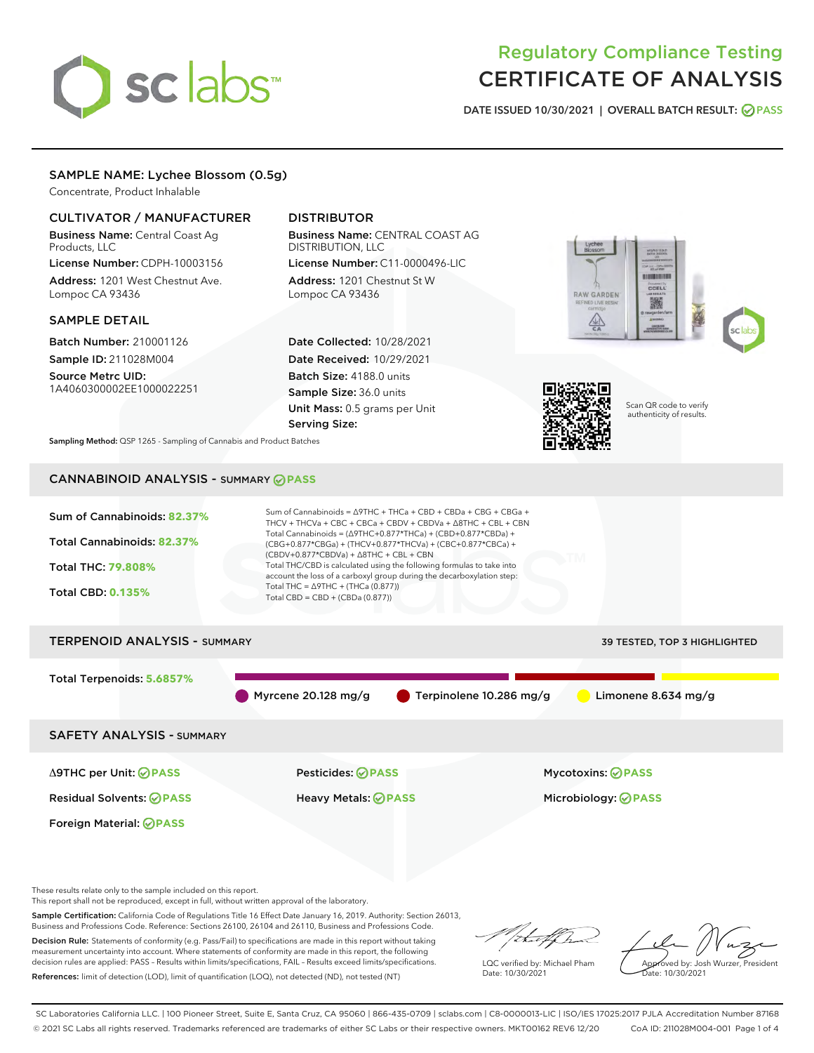# Regulatory Compliance Testing
# CERTIFICATE OF ANALYSIS

DATE ISSUED 10/30/2021 | OVERALL BATCH RESULT: PASS

## SAMPLE NAME: Lychee Blossom (0.5g)

Concentrate, Product Inhalable

### CULTIVATOR / MANUFACTURER

**Business Name:** Central Coast Ag Products, LLC

**License Number:** CDPH-10003156

**Address:** 1201 West Chestnut Ave. Lompoc CA 93436

### DISTRIBUTOR

**Business Name:** CENTRAL COAST AG DISTRIBUTION, LLC

**License Number:** C11-0000496-LIC

**Address:** 1201 Chestnut St W Lompoc CA 93436

### SAMPLE DETAIL

**Batch Number:** 210001126

**Sample ID:** 211028M004

**Source Metrc UID:** 1A4060300002EE1000022251

**Date Collected:** 10/28/2021

**Date Received:** 10/29/2021

**Batch Size:** 4188.0 units

**Sample Size:** 36.0 units

**Unit Mass:** 0.5 grams per Unit

**Serving Size:**

**Sampling Method:** QSP 1265 - Sampling of Cannabis and Product Batches

Scan QR code to verify authenticity of results.

## CANNABINOID ANALYSIS - SUMMARY PASS

**Sum of Cannabinoids:** 82.37%

**Total Cannabinoids:** 82.37%

**Total THC:** 79.808%

**Total CBD:** 0.135%

Sum of Cannabinoids = Δ9THC + THCa + CBD + CBDa + CBG + CBGa + THCV + THCVa + CBC + CBCa + CBDV + CBDVa + Δ8THC + CBL + CBN

Total Cannabinoids = (Δ9THC+0.877*THCa) + (CBD+0.877*CBDa) + (CBG+0.877*CBGa) + (THCV+0.877*THCVa) + (CBC+0.877*CBCa) + (CBDV+0.877*CBDVa) + Δ8THC + CBL + CBN

Total THC/CBD is calculated using the following formulas to take into account the loss of a carboxyl group during the decarboxylation step:

Total THC = Δ9THC + (THCa (0.877))

Total CBD = CBD + (CBDa (0.877))

## TERPENOID ANALYSIS - SUMMARY

39 TESTED, TOP 3 HIGHLIGHTED

**Total Terpenoids:** 5.6857%

Myrcene 20.128 mg/g | Terpinolene 10.286 mg/g | Limonene 8.634 mg/g

## SAFETY ANALYSIS - SUMMARY

| | | |
|---|---|---|
| Δ9THC per Unit: PASS | Pesticides: PASS | Mycotoxins: PASS |
| Residual Solvents: PASS | Heavy Metals: PASS | Microbiology: PASS |
| Foreign Material: PASS | | |

These results relate only to the sample included on this report.
This report shall not be reproduced, except in full, without written approval of the laboratory.

**Sample Certification:** California Code of Regulations Title 16 Effect Date January 16, 2019. Authority: Section 26013, Business and Professions Code. Reference: Sections 26100, 26104 and 26110, Business and Professions Code.

**Decision Rule:** Statements of conformity (e.g. Pass/Fail) to specifications are made in this report without taking measurement uncertainty into account. Where statements of conformity are made in this report, the following decision rules are applied: PASS - Results within limits/specifications, FAIL - Results exceed limits/specifications.

**References:** limit of detection (LOD), limit of quantification (LOQ), not detected (ND), not tested (NT)

LQC verified by: Michael Pham
Date: 10/30/2021

Approved by: Josh Wurzer, President
Date: 10/30/2021

SC Laboratories California LLC. | 100 Pioneer Street, Suite E, Santa Cruz, CA 95060 | 866-435-0709 | sclabs.com | C8-0000013-LIC | ISO/IES 17025:2017 PJLA Accreditation Number 87168
© 2021 SC Labs all rights reserved. Trademarks referenced are trademarks of either SC Labs or their respective owners. MKT00162 REV6 12/20 CoA ID: 211028M004-001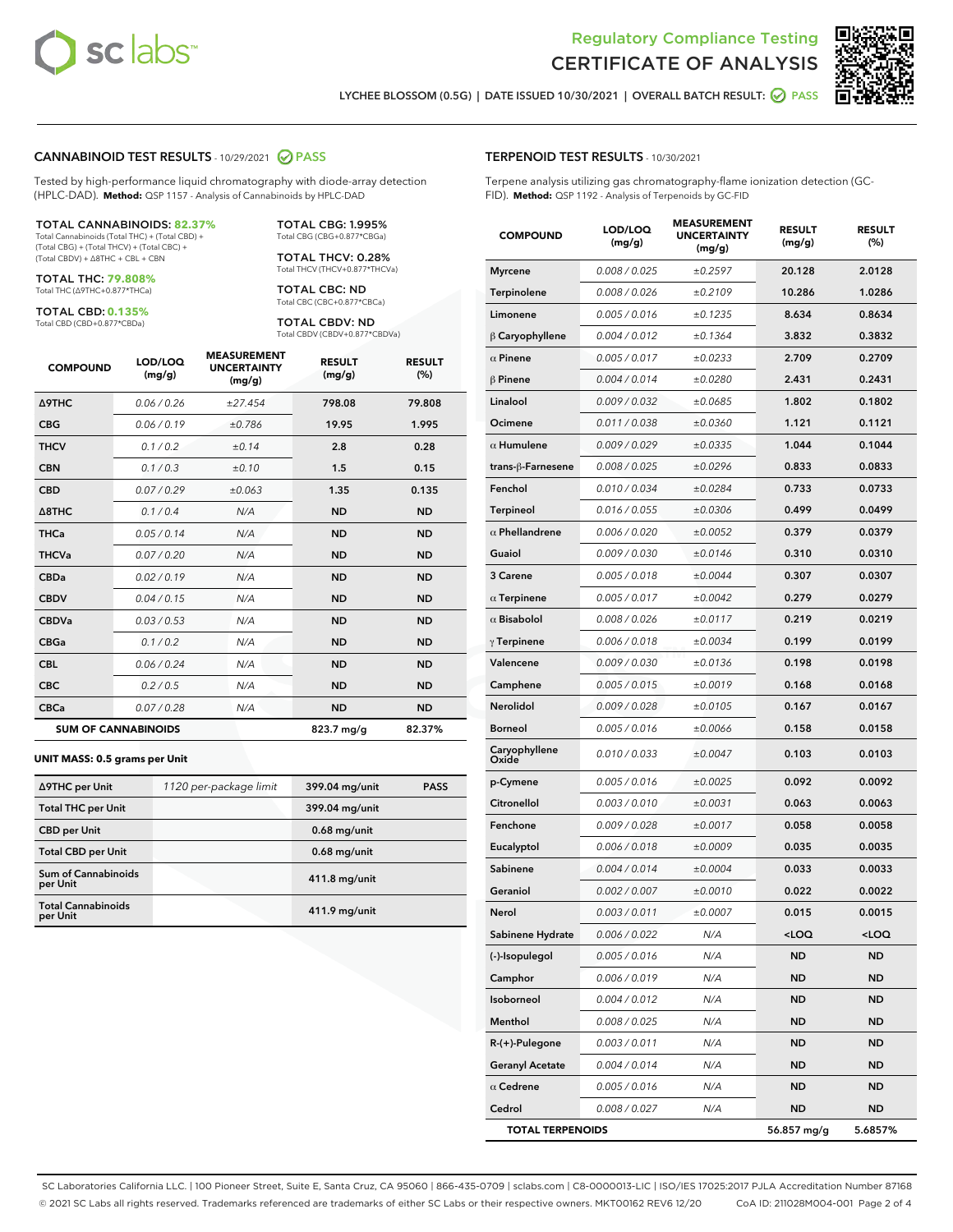Regulatory Compliance Testing
CERTIFICATE OF ANALYSIS

LYCHEE BLOSSOM (0.5G) | DATE ISSUED 10/30/2021 | OVERALL BATCH RESULT: PASS

## CANNABINOID TEST RESULTS - 10/29/2021 PASS

Tested by high-performance liquid chromatography with diode-array detection (HPLC-DAD). **Method:** QSP 1157 - Analysis of Cannabinoids by HPLC-DAD

**TOTAL CANNABINOIDS: 82.37%**
Total Cannabinoids (Total THC) + (Total CBD) + (Total CBG) + (Total THCV) + (Total CBC) + (Total CBDV) + Δ8THC + CBL + CBN

**TOTAL THC: 79.808%**
Total THC (Δ9THC+0.877*THCa)

**TOTAL CBD: 0.135%**
Total CBD (CBD+0.877*CBDa)

**TOTAL CBG: 1.995%**
Total CBG (CBG+0.877*CBGa)

**TOTAL THCV: 0.28%**
Total THCV (THCV+0.877*THCVa)

**TOTAL CBC: ND**
Total CBC (CBC+0.877*CBCa)

**TOTAL CBDV: ND**
Total CBDV (CBDV+0.877*CBDVa)

| COMPOUND | LOD/LOQ (mg/g) | MEASUREMENT UNCERTAINTY (mg/g) | RESULT (mg/g) | RESULT (%) |
|---|---|---|---|---|
| Δ9THC | 0.06 / 0.26 | ±27.454 | 798.08 | 79.808 |
| CBG | 0.06 / 0.19 | ±0.786 | 19.95 | 1.995 |
| THCV | 0.1 / 0.2 | ±0.14 | 2.8 | 0.28 |
| CBN | 0.1 / 0.3 | ±0.10 | 1.5 | 0.15 |
| CBD | 0.07 / 0.29 | ±0.063 | 1.35 | 0.135 |
| Δ8THC | 0.1 / 0.4 | N/A | ND | ND |
| THCa | 0.05 / 0.14 | N/A | ND | ND |
| THCVa | 0.07 / 0.20 | N/A | ND | ND |
| CBDa | 0.02 / 0.19 | N/A | ND | ND |
| CBDV | 0.04 / 0.15 | N/A | ND | ND |
| CBDVa | 0.03 / 0.53 | N/A | ND | ND |
| CBGa | 0.1 / 0.2 | N/A | ND | ND |
| CBL | 0.06 / 0.24 | N/A | ND | ND |
| CBC | 0.2 / 0.5 | N/A | ND | ND |
| CBCa | 0.07 / 0.28 | N/A | ND | ND |
| **SUM OF CANNABINOIDS** | | | 823.7 mg/g | 82.37% |

**UNIT MASS: 0.5 grams per Unit**

| | | | |
|---|---|---|---|
| Δ9THC per Unit | 1120 per-package limit | 399.04 mg/unit | PASS |
| Total THC per Unit | | 399.04 mg/unit | |
| CBD per Unit | | 0.68 mg/unit | |
| Total CBD per Unit | | 0.68 mg/unit | |
| Sum of Cannabinoids per Unit | | 411.8 mg/unit | |
| Total Cannabinoids per Unit | | 411.9 mg/unit | |

## TERPENOID TEST RESULTS - 10/30/2021

Terpene analysis utilizing gas chromatography-flame ionization detection (GC-FID). **Method:** QSP 1192 - Analysis of Terpenoids by GC-FID

| COMPOUND | LOD/LOQ (mg/g) | MEASUREMENT UNCERTAINTY (mg/g) | RESULT (mg/g) | RESULT (%) |
|---|---|---|---|---|
| Myrcene | 0.008 / 0.025 | ±0.2597 | 20.128 | 2.0128 |
| Terpinolene | 0.008 / 0.026 | ±0.2109 | 10.286 | 1.0286 |
| Limonene | 0.005 / 0.016 | ±0.1235 | 8.634 | 0.8634 |
| β Caryophyllene | 0.004 / 0.012 | ±0.1364 | 3.832 | 0.3832 |
| α Pinene | 0.005 / 0.017 | ±0.0233 | 2.709 | 0.2709 |
| β Pinene | 0.004 / 0.014 | ±0.0280 | 2.431 | 0.2431 |
| Linalool | 0.009 / 0.032 | ±0.0685 | 1.802 | 0.1802 |
| Ocimene | 0.011 / 0.038 | ±0.0360 | 1.121 | 0.1121 |
| α Humulene | 0.009 / 0.029 | ±0.0335 | 1.044 | 0.1044 |
| trans-β-Farnesene | 0.008 / 0.025 | ±0.0296 | 0.833 | 0.0833 |
| Fenchol | 0.010 / 0.034 | ±0.0284 | 0.733 | 0.0733 |
| Terpineol | 0.016 / 0.055 | ±0.0306 | 0.499 | 0.0499 |
| α Phellandrene | 0.006 / 0.020 | ±0.0052 | 0.379 | 0.0379 |
| Guaiol | 0.009 / 0.030 | ±0.0146 | 0.310 | 0.0310 |
| 3 Carene | 0.005 / 0.018 | ±0.0044 | 0.307 | 0.0307 |
| α Terpinene | 0.005 / 0.017 | ±0.0042 | 0.279 | 0.0279 |
| α Bisabolol | 0.008 / 0.026 | ±0.0117 | 0.219 | 0.0219 |
| γ Terpinene | 0.006 / 0.018 | ±0.0034 | 0.199 | 0.0199 |
| Valencene | 0.009 / 0.030 | ±0.0136 | 0.198 | 0.0198 |
| Camphene | 0.005 / 0.015 | ±0.0019 | 0.168 | 0.0168 |
| Nerolidol | 0.009 / 0.028 | ±0.0105 | 0.167 | 0.0167 |
| Borneol | 0.005 / 0.016 | ±0.0066 | 0.158 | 0.0158 |
| Caryophyllene Oxide | 0.010 / 0.033 | ±0.0047 | 0.103 | 0.0103 |
| p-Cymene | 0.005 / 0.016 | ±0.0025 | 0.092 | 0.0092 |
| Citronellol | 0.003 / 0.010 | ±0.0031 | 0.063 | 0.0063 |
| Fenchone | 0.009 / 0.028 | ±0.0017 | 0.058 | 0.0058 |
| Eucalyptol | 0.006 / 0.018 | ±0.0009 | 0.035 | 0.0035 |
| Sabinene | 0.004 / 0.014 | ±0.0004 | 0.033 | 0.0033 |
| Geraniol | 0.002 / 0.007 | ±0.0010 | 0.022 | 0.0022 |
| Nerol | 0.003 / 0.011 | ±0.0007 | 0.015 | 0.0015 |
| Sabinene Hydrate | 0.006 / 0.022 | N/A | <LOQ | <LOQ |
| (-)-Isopulegol | 0.005 / 0.016 | N/A | ND | ND |
| Camphor | 0.006 / 0.019 | N/A | ND | ND |
| Isoborneol | 0.004 / 0.012 | N/A | ND | ND |
| Menthol | 0.008 / 0.025 | N/A | ND | ND |
| R-(+)-Pulegone | 0.003 / 0.011 | N/A | ND | ND |
| Geranyl Acetate | 0.004 / 0.014 | N/A | ND | ND |
| α Cedrene | 0.005 / 0.016 | N/A | ND | ND |
| Cedrol | 0.008 / 0.027 | N/A | ND | ND |
| **TOTAL TERPENOIDS** | | | 56.857 mg/g | 5.6857% |

SC Laboratories California LLC. | 100 Pioneer Street, Suite E, Santa Cruz, CA 95060 | 866-435-0709 | sclabs.com | C8-0000013-LIC | ISO/IES 17025:2017 PJLA Accreditation Number 87168
© 2021 SC Labs all rights reserved. Trademarks referenced are trademarks of either SC Labs or their respective owners. MKT00162 REV6 12/20 CoA ID: 211028M004-001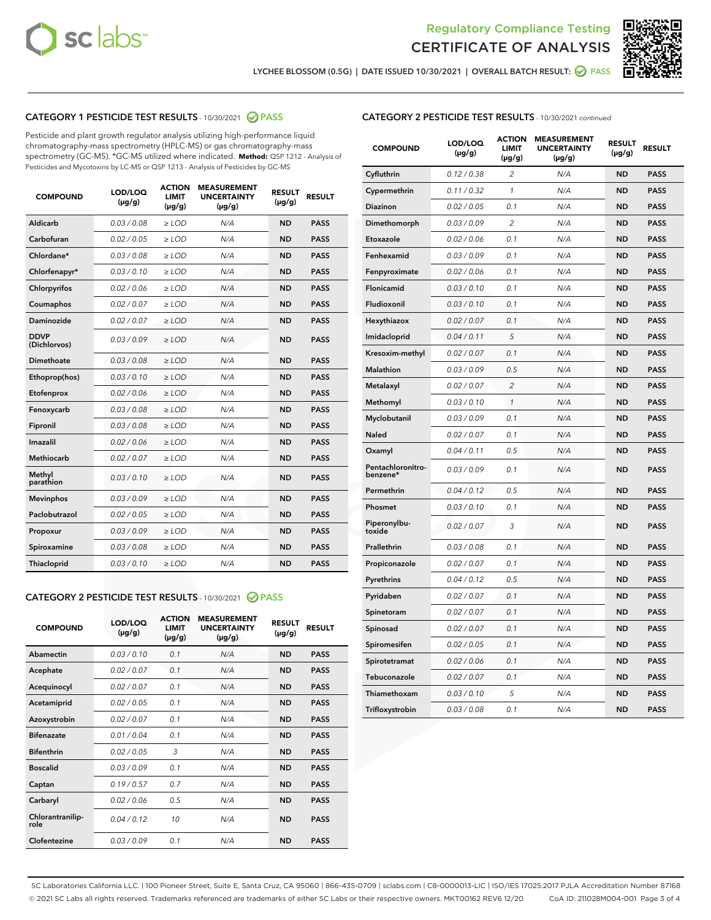Regulatory Compliance Testing
CERTIFICATE OF ANALYSIS

LYCHEE BLOSSOM (0.5G) | DATE ISSUED 10/30/2021 | OVERALL BATCH RESULT: PASS

## CATEGORY 1 PESTICIDE TEST RESULTS - 10/30/2021 PASS

Pesticide and plant growth regulator analysis utilizing high-performance liquid chromatography-mass spectrometry (HPLC-MS) or gas chromatography-mass spectrometry (GC-MS). *GC-MS utilized where indicated. **Method:** QSP 1212 - Analysis of Pesticides and Mycotoxins by LC-MS or QSP 1213 - Analysis of Pesticides by GC-MS

| COMPOUND | LOD/LOQ (µg/g) | ACTION LIMIT (µg/g) | MEASUREMENT UNCERTAINTY (µg/g) | RESULT (µg/g) | RESULT |
|---|---|---|---|---|---|
| Aldicarb | 0.03 / 0.08 | ≥ LOD | N/A | ND | PASS |
| Carbofuran | 0.02 / 0.05 | ≥ LOD | N/A | ND | PASS |
| Chlordane* | 0.03 / 0.08 | ≥ LOD | N/A | ND | PASS |
| Chlorfenapyr* | 0.03 / 0.10 | ≥ LOD | N/A | ND | PASS |
| Chlorpyrifos | 0.02 / 0.06 | ≥ LOD | N/A | ND | PASS |
| Coumaphos | 0.02 / 0.07 | ≥ LOD | N/A | ND | PASS |
| Daminozide | 0.02 / 0.07 | ≥ LOD | N/A | ND | PASS |
| DDVP (Dichlorvos) | 0.03 / 0.09 | ≥ LOD | N/A | ND | PASS |
| Dimethoate | 0.03 / 0.08 | ≥ LOD | N/A | ND | PASS |
| Ethoprop(hos) | 0.03 / 0.10 | ≥ LOD | N/A | ND | PASS |
| Etofenprox | 0.02 / 0.06 | ≥ LOD | N/A | ND | PASS |
| Fenoxycarb | 0.03 / 0.08 | ≥ LOD | N/A | ND | PASS |
| Fipronil | 0.03 / 0.08 | ≥ LOD | N/A | ND | PASS |
| Imazalil | 0.02 / 0.06 | ≥ LOD | N/A | ND | PASS |
| Methiocarb | 0.02 / 0.07 | ≥ LOD | N/A | ND | PASS |
| Methyl parathion | 0.03 / 0.10 | ≥ LOD | N/A | ND | PASS |
| Mevinphos | 0.03 / 0.09 | ≥ LOD | N/A | ND | PASS |
| Paclobutrazol | 0.02 / 0.05 | ≥ LOD | N/A | ND | PASS |
| Propoxur | 0.03 / 0.09 | ≥ LOD | N/A | ND | PASS |
| Spiroxamine | 0.03 / 0.08 | ≥ LOD | N/A | ND | PASS |
| Thiacloprid | 0.03 / 0.10 | ≥ LOD | N/A | ND | PASS |

## CATEGORY 2 PESTICIDE TEST RESULTS - 10/30/2021 PASS

| COMPOUND | LOD/LOQ (µg/g) | ACTION LIMIT (µg/g) | MEASUREMENT UNCERTAINTY (µg/g) | RESULT (µg/g) | RESULT |
|---|---|---|---|---|---|
| Abamectin | 0.03 / 0.10 | 0.1 | N/A | ND | PASS |
| Acephate | 0.02 / 0.07 | 0.1 | N/A | ND | PASS |
| Acequinocyl | 0.02 / 0.07 | 0.1 | N/A | ND | PASS |
| Acetamiprid | 0.02 / 0.05 | 0.1 | N/A | ND | PASS |
| Azoxystrobin | 0.02 / 0.07 | 0.1 | N/A | ND | PASS |
| Bifenazate | 0.01 / 0.04 | 0.1 | N/A | ND | PASS |
| Bifenthrin | 0.02 / 0.05 | 3 | N/A | ND | PASS |
| Boscalid | 0.03 / 0.09 | 0.1 | N/A | ND | PASS |
| Captan | 0.19 / 0.57 | 0.7 | N/A | ND | PASS |
| Carbaryl | 0.02 / 0.06 | 0.5 | N/A | ND | PASS |
| Chlorantraniliprole | 0.04 / 0.12 | 10 | N/A | ND | PASS |
| Clofentezine | 0.03 / 0.09 | 0.1 | N/A | ND | PASS |
| Cyfluthrin | 0.12 / 0.38 | 2 | N/A | ND | PASS |
| Cypermethrin | 0.11 / 0.32 | 1 | N/A | ND | PASS |
| Diazinon | 0.02 / 0.05 | 0.1 | N/A | ND | PASS |
| Dimethomorph | 0.03 / 0.09 | 2 | N/A | ND | PASS |
| Etoxazole | 0.02 / 0.06 | 0.1 | N/A | ND | PASS |
| Fenhexamid | 0.03 / 0.09 | 0.1 | N/A | ND | PASS |
| Fenpyroximate | 0.02 / 0.06 | 0.1 | N/A | ND | PASS |
| Flonicamid | 0.03 / 0.10 | 0.1 | N/A | ND | PASS |
| Fludioxonil | 0.03 / 0.10 | 0.1 | N/A | ND | PASS |
| Hexythiazox | 0.02 / 0.07 | 0.1 | N/A | ND | PASS |
| Imidacloprid | 0.04 / 0.11 | 5 | N/A | ND | PASS |
| Kresoxim-methyl | 0.02 / 0.07 | 0.1 | N/A | ND | PASS |
| Malathion | 0.03 / 0.09 | 0.5 | N/A | ND | PASS |
| Metalaxyl | 0.02 / 0.07 | 2 | N/A | ND | PASS |
| Methomyl | 0.03 / 0.10 | 1 | N/A | ND | PASS |
| Myclobutanil | 0.03 / 0.09 | 0.1 | N/A | ND | PASS |
| Naled | 0.02 / 0.07 | 0.1 | N/A | ND | PASS |
| Oxamyl | 0.04 / 0.11 | 0.5 | N/A | ND | PASS |
| Pentachloronitrobenzene* | 0.03 / 0.09 | 0.1 | N/A | ND | PASS |
| Permethrin | 0.04 / 0.12 | 0.5 | N/A | ND | PASS |
| Phosmet | 0.03 / 0.10 | 0.1 | N/A | ND | PASS |
| Piperonylbutoxide | 0.02 / 0.07 | 3 | N/A | ND | PASS |
| Prallethrin | 0.03 / 0.08 | 0.1 | N/A | ND | PASS |
| Propiconazole | 0.02 / 0.07 | 0.1 | N/A | ND | PASS |
| Pyrethrins | 0.04 / 0.12 | 0.5 | N/A | ND | PASS |
| Pyridaben | 0.02 / 0.07 | 0.1 | N/A | ND | PASS |
| Spinetoram | 0.02 / 0.07 | 0.1 | N/A | ND | PASS |
| Spinosad | 0.02 / 0.07 | 0.1 | N/A | ND | PASS |
| Spiromesifen | 0.02 / 0.05 | 0.1 | N/A | ND | PASS |
| Spirotetramat | 0.02 / 0.06 | 0.1 | N/A | ND | PASS |
| Tebuconazole | 0.02 / 0.07 | 0.1 | N/A | ND | PASS |
| Thiamethoxam | 0.03 / 0.10 | 5 | N/A | ND | PASS |
| Trifloxystrobin | 0.03 / 0.08 | 0.1 | N/A | ND | PASS |

SC Laboratories California LLC. | 100 Pioneer Street, Suite E, Santa Cruz, CA 95060 | 866-435-0709 | sclabs.com | C8-0000013-LIC | ISO/IES 17025:2017 PJLA Accreditation Number 87168
© 2021 SC Labs all rights reserved. Trademarks referenced are trademarks of either SC Labs or their respective owners. MKT00162 REV6 12/20 CoA ID: 211028M004-001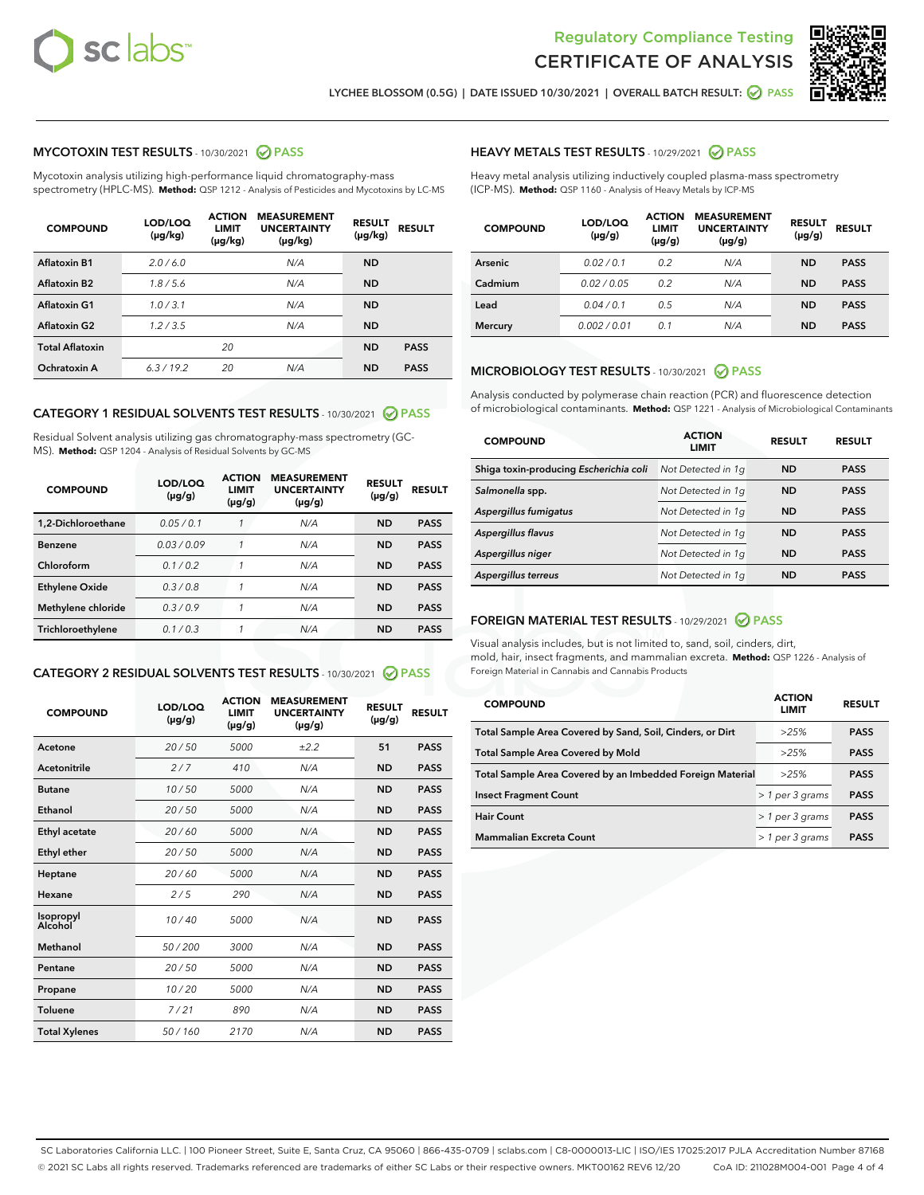Regulatory Compliance Testing

# CERTIFICATE OF ANALYSIS

LYCHEE BLOSSOM (0.5G) | DATE ISSUED 10/30/2021 | OVERALL BATCH RESULT: PASS

## MYCOTOXIN TEST RESULTS - 10/30/2021 PASS

Mycotoxin analysis utilizing high-performance liquid chromatography-mass spectrometry (HPLC-MS). **Method:** QSP 1212 - Analysis of Pesticides and Mycotoxins by LC-MS

| COMPOUND | LOD/LOQ (µg/kg) | ACTION LIMIT (µg/kg) | MEASUREMENT UNCERTAINTY (µg/kg) | RESULT (µg/kg) | RESULT |
|---|---|---|---|---|---|
| Aflatoxin B1 | 2.0 / 6.0 | | N/A | ND | |
| Aflatoxin B2 | 1.8 / 5.6 | | N/A | ND | |
| Aflatoxin G1 | 1.0 / 3.1 | | N/A | ND | |
| Aflatoxin G2 | 1.2 / 3.5 | | N/A | ND | |
| Total Aflatoxin | | 20 | | ND | PASS |
| Ochratoxin A | 6.3 / 19.2 | 20 | N/A | ND | PASS |

## CATEGORY 1 RESIDUAL SOLVENTS TEST RESULTS - 10/30/2021 PASS

Residual Solvent analysis utilizing gas chromatography-mass spectrometry (GC-MS). **Method:** QSP 1204 - Analysis of Residual Solvents by GC-MS

| COMPOUND | LOD/LOQ (µg/g) | ACTION LIMIT (µg/g) | MEASUREMENT UNCERTAINTY (µg/g) | RESULT (µg/g) | RESULT |
|---|---|---|---|---|---|
| 1,2-Dichloroethane | 0.05 / 0.1 | 1 | N/A | ND | PASS |
| Benzene | 0.03 / 0.09 | 1 | N/A | ND | PASS |
| Chloroform | 0.1 / 0.2 | 1 | N/A | ND | PASS |
| Ethylene Oxide | 0.3 / 0.8 | 1 | N/A | ND | PASS |
| Methylene chloride | 0.3 / 0.9 | 1 | N/A | ND | PASS |
| Trichloroethylene | 0.1 / 0.3 | 1 | N/A | ND | PASS |

## CATEGORY 2 RESIDUAL SOLVENTS TEST RESULTS - 10/30/2021 PASS

| COMPOUND | LOD/LOQ (µg/g) | ACTION LIMIT (µg/g) | MEASUREMENT UNCERTAINTY (µg/g) | RESULT (µg/g) | RESULT |
|---|---|---|---|---|---|
| Acetone | 20 / 50 | 5000 | ±2.2 | 51 | PASS |
| Acetonitrile | 2 / 7 | 410 | N/A | ND | PASS |
| Butane | 10 / 50 | 5000 | N/A | ND | PASS |
| Ethanol | 20 / 50 | 5000 | N/A | ND | PASS |
| Ethyl acetate | 20 / 60 | 5000 | N/A | ND | PASS |
| Ethyl ether | 20 / 50 | 5000 | N/A | ND | PASS |
| Heptane | 20 / 60 | 5000 | N/A | ND | PASS |
| Hexane | 2 / 5 | 290 | N/A | ND | PASS |
| Isopropyl Alcohol | 10 / 40 | 5000 | N/A | ND | PASS |
| Methanol | 50 / 200 | 3000 | N/A | ND | PASS |
| Pentane | 20 / 50 | 5000 | N/A | ND | PASS |
| Propane | 10 / 20 | 5000 | N/A | ND | PASS |
| Toluene | 7 / 21 | 890 | N/A | ND | PASS |
| Total Xylenes | 50 / 160 | 2170 | N/A | ND | PASS |

## HEAVY METALS TEST RESULTS - 10/29/2021 PASS

Heavy metal analysis utilizing inductively coupled plasma-mass spectrometry (ICP-MS). **Method:** QSP 1160 - Analysis of Heavy Metals by ICP-MS

| COMPOUND | LOD/LOQ (µg/g) | ACTION LIMIT (µg/g) | MEASUREMENT UNCERTAINTY (µg/g) | RESULT (µg/g) | RESULT |
|---|---|---|---|---|---|
| Arsenic | 0.02 / 0.1 | 0.2 | N/A | ND | PASS |
| Cadmium | 0.02 / 0.05 | 0.2 | N/A | ND | PASS |
| Lead | 0.04 / 0.1 | 0.5 | N/A | ND | PASS |
| Mercury | 0.002 / 0.01 | 0.1 | N/A | ND | PASS |

## MICROBIOLOGY TEST RESULTS - 10/30/2021 PASS

Analysis conducted by polymerase chain reaction (PCR) and fluorescence detection of microbiological contaminants. **Method:** QSP 1221 - Analysis of Microbiological Contaminants

| COMPOUND | ACTION LIMIT | RESULT | RESULT |
|---|---|---|---|
| Shiga toxin-producing *Escherichia coli* | Not Detected in 1g | ND | PASS |
| *Salmonella* spp. | Not Detected in 1g | ND | PASS |
| *Aspergillus fumigatus* | Not Detected in 1g | ND | PASS |
| *Aspergillus flavus* | Not Detected in 1g | ND | PASS |
| *Aspergillus niger* | Not Detected in 1g | ND | PASS |
| *Aspergillus terreus* | Not Detected in 1g | ND | PASS |

## FOREIGN MATERIAL TEST RESULTS - 10/29/2021 PASS

Visual analysis includes, but is not limited to, sand, soil, cinders, dirt, mold, hair, insect fragments, and mammalian excreta. **Method:** QSP 1226 - Analysis of Foreign Material in Cannabis and Cannabis Products

| COMPOUND | ACTION LIMIT | RESULT |
|---|---|---|
| Total Sample Area Covered by Sand, Soil, Cinders, or Dirt | >25% | PASS |
| Total Sample Area Covered by Mold | >25% | PASS |
| Total Sample Area Covered by an Imbedded Foreign Material | >25% | PASS |
| Insect Fragment Count | > 1 per 3 grams | PASS |
| Hair Count | > 1 per 3 grams | PASS |
| Mammalian Excreta Count | > 1 per 3 grams | PASS |

SC Laboratories California LLC. | 100 Pioneer Street, Suite E, Santa Cruz, CA 95060 | 866-435-0709 | sclabs.com | C8-0000013-LIC | ISO/IES 17025:2017 PJLA Accreditation Number 87168
© 2021 SC Labs all rights reserved. Trademarks referenced are trademarks of either SC Labs or their respective owners. MKT00162 REV6 12/20 CoA ID: 211028M004-001